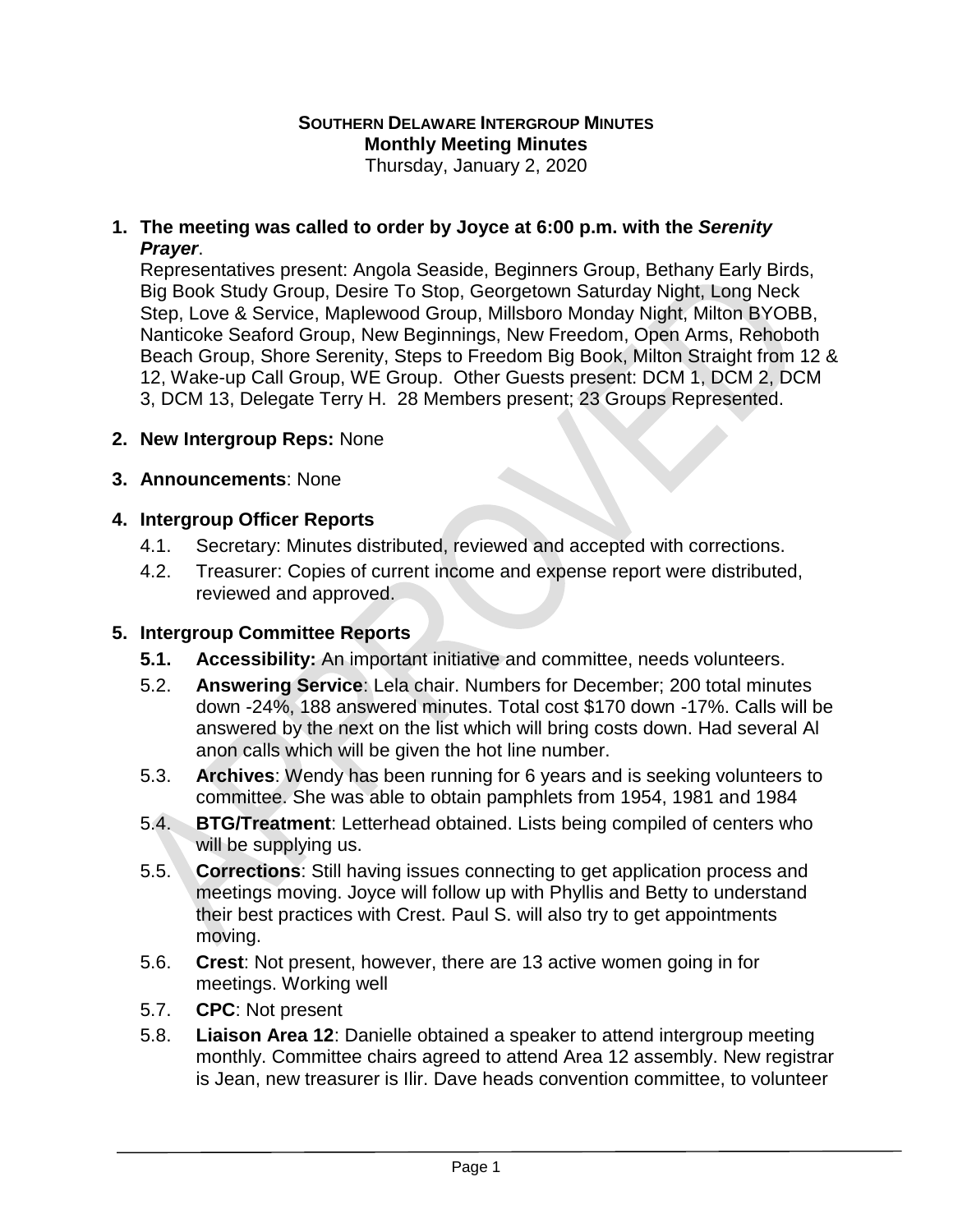**SOUTHERN DELAWARE INTERGROUP MINUTES**
**Monthly Meeting Minutes**
Thursday, January 2, 2020

1. **The meeting was called to order by Joyce at 6:00 p.m. with the *Serenity Prayer*.**
   Representatives present: Angola Seaside, Beginners Group, Bethany Early Birds, Big Book Study Group, Desire To Stop, Georgetown Saturday Night, Long Neck Step, Love & Service, Maplewood Group, Millsboro Monday Night, Milton BYOBB, Nanticoke Seaford Group, New Beginnings, New Freedom, Open Arms, Rehoboth Beach Group, Shore Serenity, Steps to Freedom Big Book, Milton Straight from 12 & 12, Wake-up Call Group, WE Group. Other Guests present: DCM 1, DCM 2, DCM 3, DCM 13, Delegate Terry H. 28 Members present; 23 Groups Represented.

2. **New Intergroup Reps:** None

3. **Announcements**: None

4. **Intergroup Officer Reports**
   - 4.1. Secretary: Minutes distributed, reviewed and accepted with corrections.
   - 4.2. Treasurer: Copies of current income and expense report were distributed, reviewed and approved.

5. **Intergroup Committee Reports**
   - **5.1. Accessibility:** An important initiative and committee, needs volunteers.
   - 5.2. **Answering Service**: Lela chair. Numbers for December; 200 total minutes down -24%, 188 answered minutes. Total cost $170 down -17%. Calls will be answered by the next on the list which will bring costs down. Had several Al anon calls which will be given the hot line number.
   - 5.3. **Archives**: Wendy has been running for 6 years and is seeking volunteers to committee. She was able to obtain pamphlets from 1954, 1981 and 1984
   - 5.4. **BTG/Treatment**: Letterhead obtained. Lists being compiled of centers who will be supplying us.
   - 5.5. **Corrections**: Still having issues connecting to get application process and meetings moving. Joyce will follow up with Phyllis and Betty to understand their best practices with Crest. Paul S. will also try to get appointments moving.
   - 5.6. **Crest**: Not present, however, there are 13 active women going in for meetings. Working well
   - 5.7. **CPC**: Not present
   - 5.8. **Liaison Area 12**: Danielle obtained a speaker to attend intergroup meeting monthly. Committee chairs agreed to attend Area 12 assembly. New registrar is Jean, new treasurer is Ilir. Dave heads convention committee, to volunteer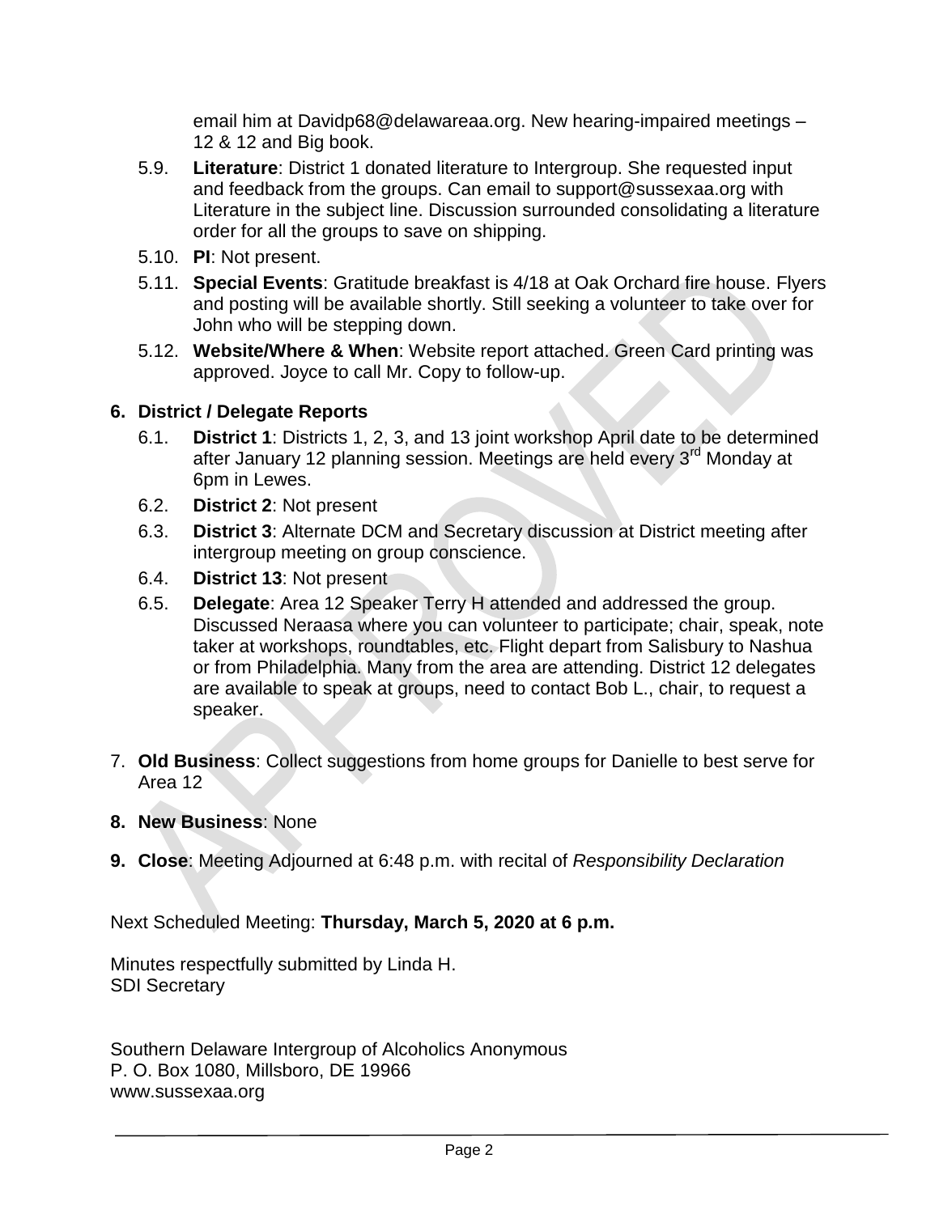email him at Davidp68@delawareaa.org. New hearing-impaired meetings – 12 & 12 and Big book.

5.9. **Literature**: District 1 donated literature to Intergroup. She requested input and feedback from the groups. Can email to support@sussexaa.org with Literature in the subject line. Discussion surrounded consolidating a literature order for all the groups to save on shipping.

5.10. **PI**: Not present.

5.11. **Special Events**: Gratitude breakfast is 4/18 at Oak Orchard fire house. Flyers and posting will be available shortly. Still seeking a volunteer to take over for John who will be stepping down.

5.12. **Website/Where & When**: Website report attached. Green Card printing was approved. Joyce to call Mr. Copy to follow-up.

**6. District / Delegate Reports**

6.1. **District 1**: Districts 1, 2, 3, and 13 joint workshop April date to be determined after January 12 planning session. Meetings are held every 3rd Monday at 6pm in Lewes.

6.2. **District 2**: Not present

6.3. **District 3**: Alternate DCM and Secretary discussion at District meeting after intergroup meeting on group conscience.

6.4. **District 13**: Not present

6.5. **Delegate**: Area 12 Speaker Terry H attended and addressed the group. Discussed Neraasa where you can volunteer to participate; chair, speak, note taker at workshops, roundtables, etc. Flight depart from Salisbury to Nashua or from Philadelphia. Many from the area are attending. District 12 delegates are available to speak at groups, need to contact Bob L., chair, to request a speaker.

7. **Old Business**: Collect suggestions from home groups for Danielle to best serve for Area 12

**8. New Business**: None

**9. Close**: Meeting Adjourned at 6:48 p.m. with recital of *Responsibility Declaration*

Next Scheduled Meeting: **Thursday, March 5, 2020 at 6 p.m.**

Minutes respectfully submitted by Linda H.
SDI Secretary

Southern Delaware Intergroup of Alcoholics Anonymous
P. O. Box 1080, Millsboro, DE 19966
www.sussexaa.org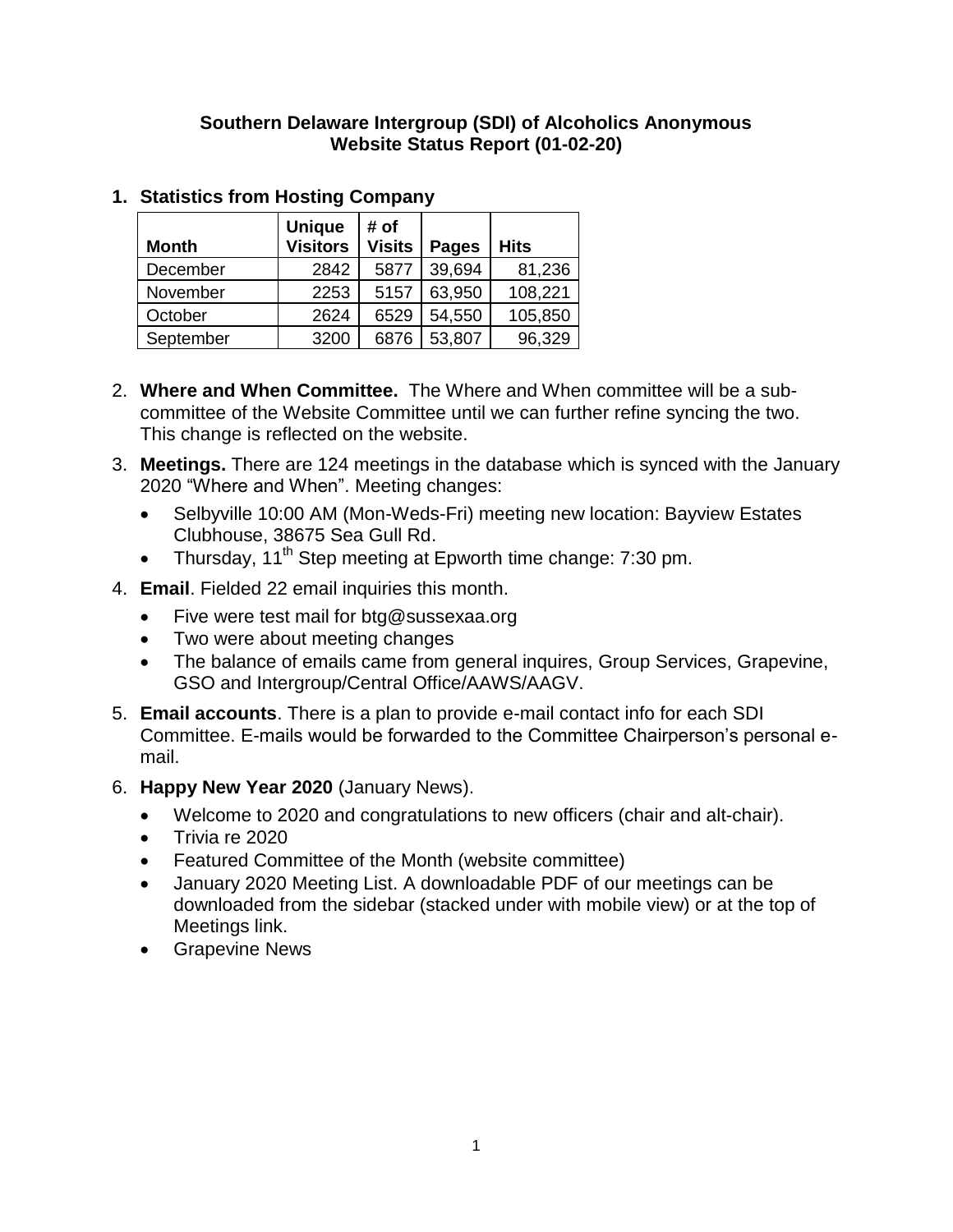**Southern Delaware Intergroup (SDI) of Alcoholics Anonymous**
**Website Status Report (01-02-20)**

1. **Statistics from Hosting Company**

| Month | Unique Visitors | # of Visits | Pages | Hits |
|---|---|---|---|---|
| December | 2842 | 5877 | 39,694 | 81,236 |
| November | 2253 | 5157 | 63,950 | 108,221 |
| October | 2624 | 6529 | 54,550 | 105,850 |
| September | 3200 | 6876 | 53,807 | 96,329 |

2. **Where and When Committee.** The Where and When committee will be a sub-committee of the Website Committee until we can further refine syncing the two. This change is reflected on the website.
3. **Meetings.** There are 124 meetings in the database which is synced with the January 2020 "Where and When". Meeting changes:
   - Selbyville 10:00 AM (Mon-Weds-Fri) meeting new location: Bayview Estates Clubhouse, 38675 Sea Gull Rd.
   - Thursday, 11th Step meeting at Epworth time change: 7:30 pm.
4. **Email**. Fielded 22 email inquiries this month.
   - Five were test mail for btg@sussexaa.org
   - Two were about meeting changes
   - The balance of emails came from general inquires, Group Services, Grapevine, GSO and Intergroup/Central Office/AAWS/AAGV.
5. **Email accounts**. There is a plan to provide e-mail contact info for each SDI Committee. E-mails would be forwarded to the Committee Chairperson's personal e-mail.
6. **Happy New Year 2020** (January News).
   - Welcome to 2020 and congratulations to new officers (chair and alt-chair).
   - Trivia re 2020
   - Featured Committee of the Month (website committee)
   - January 2020 Meeting List. A downloadable PDF of our meetings can be downloaded from the sidebar (stacked under with mobile view) or at the top of Meetings link.
   - Grapevine News